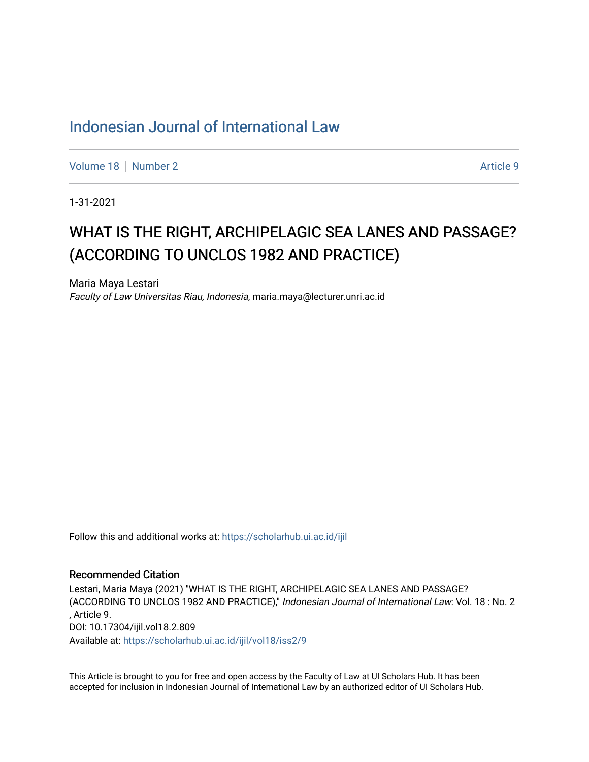# Indonesian Journal of International Law

Volume 18 | Number 2 | Article 9

1-31-2021

## WHAT IS THE RIGHT, ARCHIPELAGIC SEA LANES AND PASSAGE? (ACCORDING TO UNCLOS 1982 AND PRACTICE)

Maria Maya Lestari
*Faculty of Law Universitas Riau, Indonesia*, maria.maya@lecturer.unri.ac.id

Follow this and additional works at: https://scholarhub.ui.ac.id/ijil

### Recommended Citation

Lestari, Maria Maya (2021) "WHAT IS THE RIGHT, ARCHIPELAGIC SEA LANES AND PASSAGE? (ACCORDING TO UNCLOS 1982 AND PRACTICE)," *Indonesian Journal of International Law*: Vol. 18 : No. 2 , Article 9.
DOI: 10.17304/ijil.vol18.2.809
Available at: https://scholarhub.ui.ac.id/ijil/vol18/iss2/9

This Article is brought to you for free and open access by the Faculty of Law at UI Scholars Hub. It has been accepted for inclusion in Indonesian Journal of International Law by an authorized editor of UI Scholars Hub.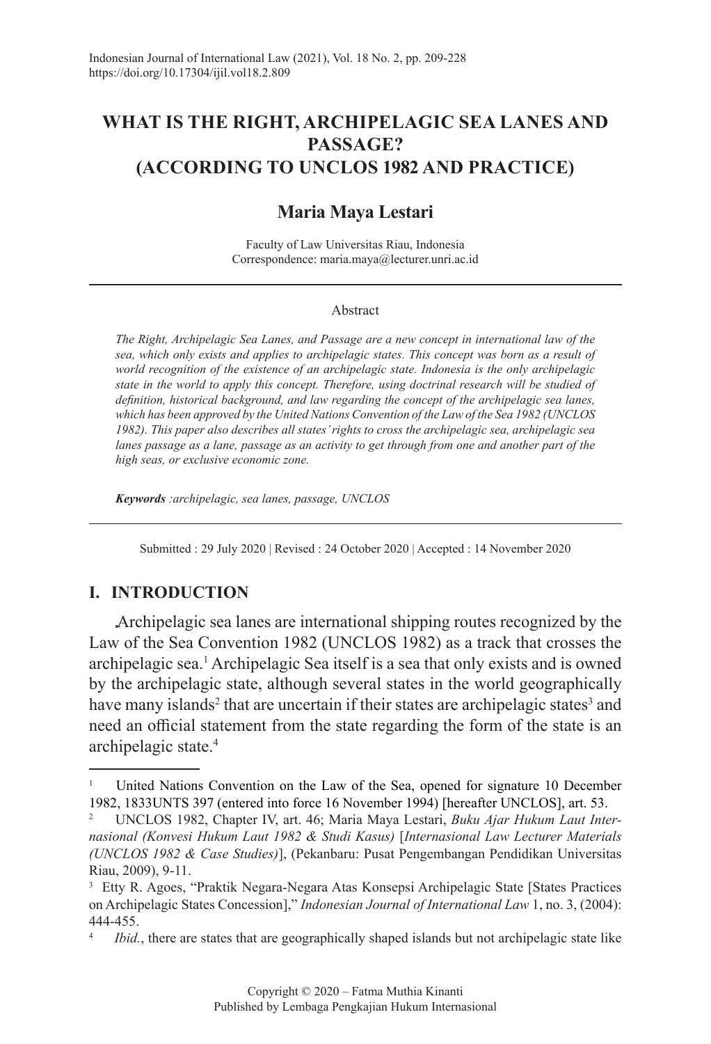Indonesian Journal of International Law (2021), Vol. 18 No. 2, pp. 209-228
https://doi.org/10.17304/ijil.vol18.2.809

# WHAT IS THE RIGHT, ARCHIPELAGIC SEA LANES AND PASSAGE? (ACCORDING TO UNCLOS 1982 AND PRACTICE)

## Maria Maya Lestari

Faculty of Law Universitas Riau, Indonesia
Correspondence: maria.maya@lecturer.unri.ac.id

Abstract

*The Right, Archipelagic Sea Lanes, and Passage are a new concept in international law of the sea, which only exists and applies to archipelagic states. This concept was born as a result of world recognition of the existence of an archipelagic state. Indonesia is the only archipelagic state in the world to apply this concept. Therefore, using doctrinal research will be studied of definition, historical background, and law regarding the concept of the archipelagic sea lanes, which has been approved by the United Nations Convention of the Law of the Sea 1982 (UNCLOS 1982). This paper also describes all states' rights to cross the archipelagic sea, archipelagic sea lanes passage as a lane, passage as an activity to get through from one and another part of the high seas, or exclusive economic zone.*

***Keywords** :archipelagic, sea lanes, passage, UNCLOS*

Submitted : 29 July 2020 | Revised : 24 October 2020 | Accepted : 14 November 2020

## I. INTRODUCTION

Archipelagic sea lanes are international shipping routes recognized by the Law of the Sea Convention 1982 (UNCLOS 1982) as a track that crosses the archipelagic sea.[1] Archipelagic Sea itself is a sea that only exists and is owned by the archipelagic state, although several states in the world geographically have many islands[2] that are uncertain if their states are archipelagic states[3] and need an official statement from the state regarding the form of the state is an archipelagic state.[4]

---

[1] United Nations Convention on the Law of the Sea, opened for signature 10 December 1982, 1833UNTS 397 (entered into force 16 November 1994) [hereafter UNCLOS], art. 53.

[2] UNCLOS 1982, Chapter IV, art. 46; Maria Maya Lestari, *Buku Ajar Hukum Laut Internasional (Konvesi Hukum Laut 1982 & Studi Kasus)* [*Internasional Law Lecturer Materials (UNCLOS 1982 & Case Studies)*], (Pekanbaru: Pusat Pengembangan Pendidikan Universitas Riau, 2009), 9-11.

[3] Etty R. Agoes, "Praktik Negara-Negara Atas Konsepsi Archipelagic State [States Practices on Archipelagic States Concession]," *Indonesian Journal of International Law* 1, no. 3, (2004): 444-455.

[4] *Ibid.*, there are states that are geographically shaped islands but not archipelagic state like

Copyright © 2020 – Fatma Muthia Kinanti
Published by Lembaga Pengkajian Hukum Internasional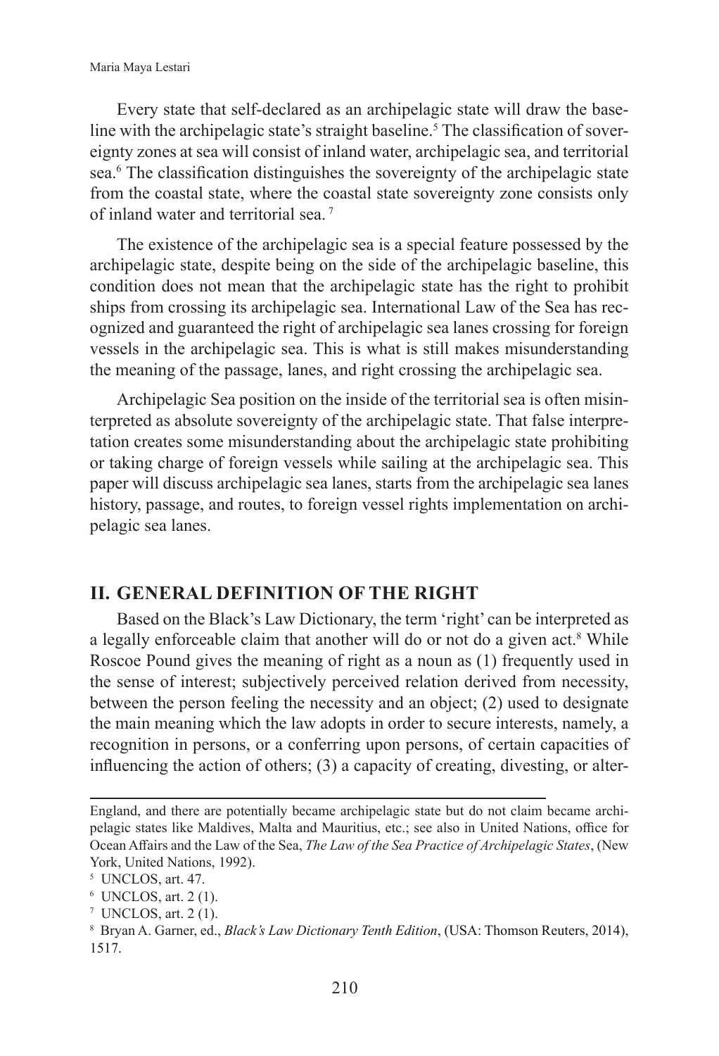Every state that self-declared as an archipelagic state will draw the baseline with the archipelagic state's straight baseline.[5] The classification of sovereignty zones at sea will consist of inland water, archipelagic sea, and territorial sea.[6] The classification distinguishes the sovereignty of the archipelagic state from the coastal state, where the coastal state sovereignty zone consists only of inland water and territorial sea.[7]

The existence of the archipelagic sea is a special feature possessed by the archipelagic state, despite being on the side of the archipelagic baseline, this condition does not mean that the archipelagic state has the right to prohibit ships from crossing its archipelagic sea. International Law of the Sea has recognized and guaranteed the right of archipelagic sea lanes crossing for foreign vessels in the archipelagic sea. This is what is still makes misunderstanding the meaning of the passage, lanes, and right crossing the archipelagic sea.

Archipelagic Sea position on the inside of the territorial sea is often misinterpreted as absolute sovereignty of the archipelagic state. That false interpretation creates some misunderstanding about the archipelagic state prohibiting or taking charge of foreign vessels while sailing at the archipelagic sea. This paper will discuss archipelagic sea lanes, starts from the archipelagic sea lanes history, passage, and routes, to foreign vessel rights implementation on archipelagic sea lanes.

## II. GENERAL DEFINITION OF THE RIGHT

Based on the Black's Law Dictionary, the term 'right' can be interpreted as a legally enforceable claim that another will do or not do a given act.[8] While Roscoe Pound gives the meaning of right as a noun as (1) frequently used in the sense of interest; subjectively perceived relation derived from necessity, between the person feeling the necessity and an object; (2) used to designate the main meaning which the law adopts in order to secure interests, namely, a recognition in persons, or a conferring upon persons, of certain capacities of influencing the action of others; (3) a capacity of creating, divesting, or alter-

---

England, and there are potentially became archipelagic state but do not claim became archipelagic states like Maldives, Malta and Mauritius, etc.; see also in United Nations, office for Ocean Affairs and the Law of the Sea, *The Law of the Sea Practice of Archipelagic States*, (New York, United Nations, 1992).

[5] UNCLOS, art. 47.

[6] UNCLOS, art. 2 (1).

[7] UNCLOS, art. 2 (1).

[8] Bryan A. Garner, ed., *Black's Law Dictionary Tenth Edition*, (USA: Thomson Reuters, 2014), 1517.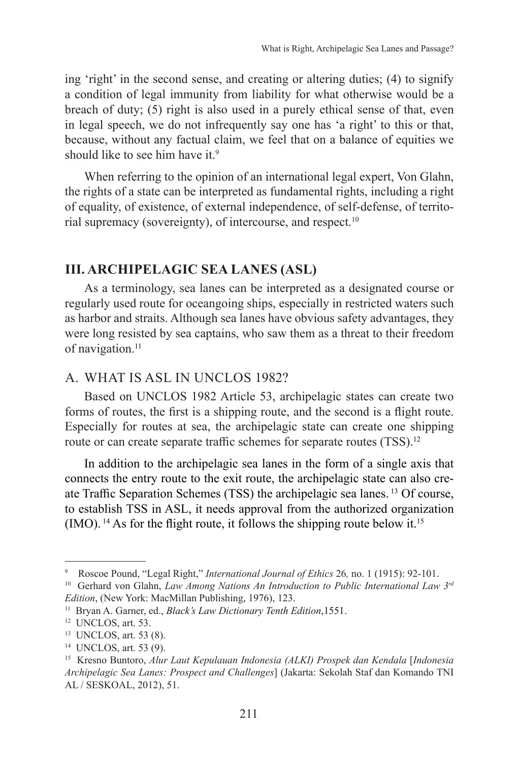ing 'right' in the second sense, and creating or altering duties; (4) to signify a condition of legal immunity from liability for what otherwise would be a breach of duty; (5) right is also used in a purely ethical sense of that, even in legal speech, we do not infrequently say one has 'a right' to this or that, because, without any factual claim, we feel that on a balance of equities we should like to see him have it.[9]

When referring to the opinion of an international legal expert, Von Glahn, the rights of a state can be interpreted as fundamental rights, including a right of equality, of existence, of external independence, of self-defense, of territorial supremacy (sovereignty), of intercourse, and respect.[10]

## III. ARCHIPELAGIC SEA LANES (ASL)

As a terminology, sea lanes can be interpreted as a designated course or regularly used route for oceangoing ships, especially in restricted waters such as harbor and straits. Although sea lanes have obvious safety advantages, they were long resisted by sea captains, who saw them as a threat to their freedom of navigation.[11]

### A. WHAT IS ASL IN UNCLOS 1982?

Based on UNCLOS 1982 Article 53, archipelagic states can create two forms of routes, the first is a shipping route, and the second is a flight route. Especially for routes at sea, the archipelagic state can create one shipping route or can create separate traffic schemes for separate routes (TSS).[12]

In addition to the archipelagic sea lanes in the form of a single axis that connects the entry route to the exit route, the archipelagic state can also create Traffic Separation Schemes (TSS) the archipelagic sea lanes. [13] Of course, to establish TSS in ASL, it needs approval from the authorized organization (IMO). [14] As for the flight route, it follows the shipping route below it.[15]

---

[9] Roscoe Pound, "Legal Right," *International Journal of Ethics* 26*,* no. 1 (1915): 92-101.

[10] Gerhard von Glahn, *Law Among Nations An Introduction to Public International Law 3rd Edition*, (New York: MacMillan Publishing, 1976), 123.

[11] Bryan A. Garner, ed., *Black's Law Dictionary Tenth Edition*,1551.

[12] UNCLOS, art. 53.

[13] UNCLOS, art. 53 (8).

[14] UNCLOS, art. 53 (9).

[15] Kresno Buntoro, *Alur Laut Kepulauan Indonesia (ALKI) Prospek dan Kendala* [*Indonesia Archipelagic Sea Lanes: Prospect and Challenges*] (Jakarta: Sekolah Staf dan Komando TNI AL / SESKOAL, 2012), 51.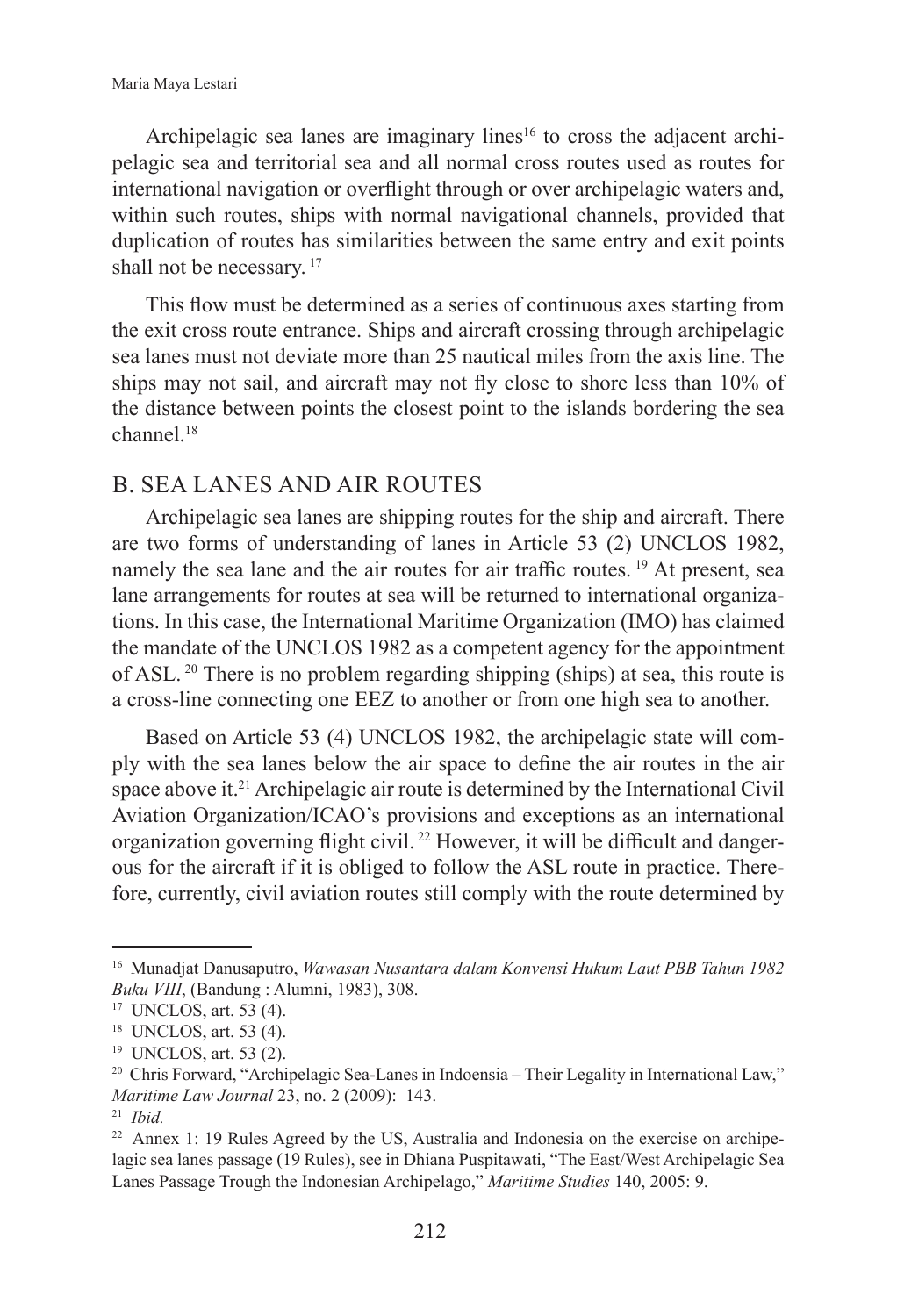Archipelagic sea lanes are imaginary lines[16] to cross the adjacent archipelagic sea and territorial sea and all normal cross routes used as routes for international navigation or overflight through or over archipelagic waters and, within such routes, ships with normal navigational channels, provided that duplication of routes has similarities between the same entry and exit points shall not be necessary. [17]

This flow must be determined as a series of continuous axes starting from the exit cross route entrance. Ships and aircraft crossing through archipelagic sea lanes must not deviate more than 25 nautical miles from the axis line. The ships may not sail, and aircraft may not fly close to shore less than 10% of the distance between points the closest point to the islands bordering the sea channel.[18]

## B. SEA LANES AND AIR ROUTES

Archipelagic sea lanes are shipping routes for the ship and aircraft. There are two forms of understanding of lanes in Article 53 (2) UNCLOS 1982, namely the sea lane and the air routes for air traffic routes. [19] At present, sea lane arrangements for routes at sea will be returned to international organizations. In this case, the International Maritime Organization (IMO) has claimed the mandate of the UNCLOS 1982 as a competent agency for the appointment of ASL. [20] There is no problem regarding shipping (ships) at sea, this route is a cross-line connecting one EEZ to another or from one high sea to another.

Based on Article 53 (4) UNCLOS 1982, the archipelagic state will comply with the sea lanes below the air space to define the air routes in the air space above it.[21] Archipelagic air route is determined by the International Civil Aviation Organization/ICAO's provisions and exceptions as an international organization governing flight civil. [22] However, it will be difficult and dangerous for the aircraft if it is obliged to follow the ASL route in practice. Therefore, currently, civil aviation routes still comply with the route determined by

---

[16] Munadjat Danusaputro, *Wawasan Nusantara dalam Konvensi Hukum Laut PBB Tahun 1982 Buku VIII*, (Bandung : Alumni, 1983), 308.

[17] UNCLOS, art. 53 (4).

[18] UNCLOS, art. 53 (4).

[19] UNCLOS, art. 53 (2).

[20] Chris Forward, "Archipelagic Sea-Lanes in Indoensia – Their Legality in International Law," *Maritime Law Journal* 23, no. 2 (2009): 143.

[21] *Ibid.*

[22] Annex 1: 19 Rules Agreed by the US, Australia and Indonesia on the exercise on archipelagic sea lanes passage (19 Rules), see in Dhiana Puspitawati, "The East/West Archipelagic Sea Lanes Passage Trough the Indonesian Archipelago," *Maritime Studies* 140, 2005: 9.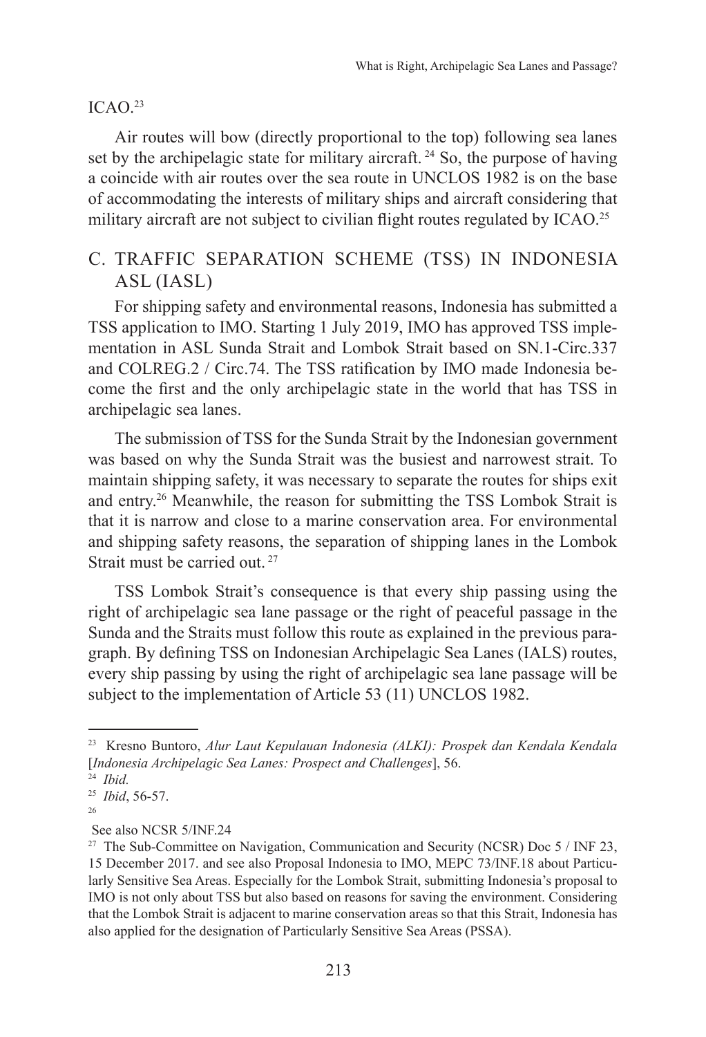ICAO.[23]

Air routes will bow (directly proportional to the top) following sea lanes set by the archipelagic state for military aircraft. [24] So, the purpose of having a coincide with air routes over the sea route in UNCLOS 1982 is on the base of accommodating the interests of military ships and aircraft considering that military aircraft are not subject to civilian flight routes regulated by ICAO.[25]

## C. TRAFFIC SEPARATION SCHEME (TSS) IN INDONESIA ASL (IASL)

For shipping safety and environmental reasons, Indonesia has submitted a TSS application to IMO. Starting 1 July 2019, IMO has approved TSS implementation in ASL Sunda Strait and Lombok Strait based on SN.1-Circ.337 and COLREG.2 / Circ.74. The TSS ratification by IMO made Indonesia become the first and the only archipelagic state in the world that has TSS in archipelagic sea lanes.

The submission of TSS for the Sunda Strait by the Indonesian government was based on why the Sunda Strait was the busiest and narrowest strait. To maintain shipping safety, it was necessary to separate the routes for ships exit and entry.[26] Meanwhile, the reason for submitting the TSS Lombok Strait is that it is narrow and close to a marine conservation area. For environmental and shipping safety reasons, the separation of shipping lanes in the Lombok Strait must be carried out. [27]

TSS Lombok Strait's consequence is that every ship passing using the right of archipelagic sea lane passage or the right of peaceful passage in the Sunda and the Straits must follow this route as explained in the previous paragraph. By defining TSS on Indonesian Archipelagic Sea Lanes (IALS) routes, every ship passing by using the right of archipelagic sea lane passage will be subject to the implementation of Article 53 (11) UNCLOS 1982.

---

[23] Kresno Buntoro, *Alur Laut Kepulauan Indonesia (ALKI): Prospek dan Kendala Kendala* [*Indonesia Archipelagic Sea Lanes: Prospect and Challenges*], 56.

[24] *Ibid.*

[25] *Ibid*, 56-57.

[26] See also NCSR 5/INF.24

[27] The Sub-Committee on Navigation, Communication and Security (NCSR) Doc 5 / INF 23, 15 December 2017. and see also Proposal Indonesia to IMO, MEPC 73/INF.18 about Particularly Sensitive Sea Areas. Especially for the Lombok Strait, submitting Indonesia's proposal to IMO is not only about TSS but also based on reasons for saving the environment. Considering that the Lombok Strait is adjacent to marine conservation areas so that this Strait, Indonesia has also applied for the designation of Particularly Sensitive Sea Areas (PSSA).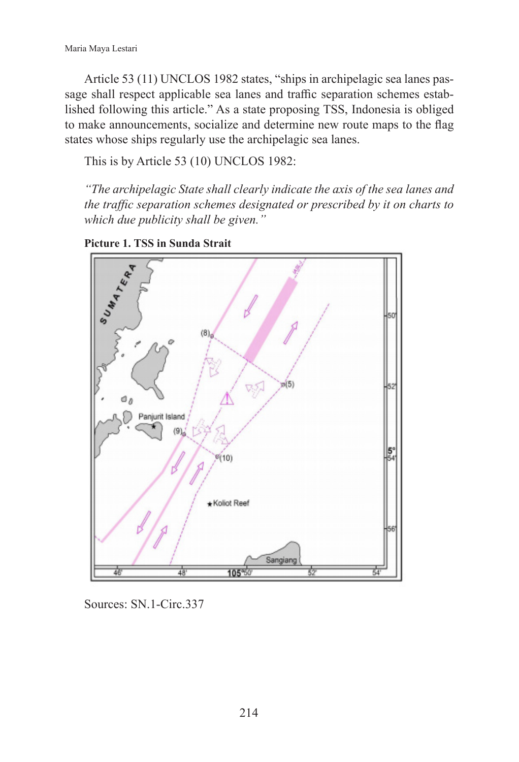Article 53 (11) UNCLOS 1982 states, "ships in archipelagic sea lanes passage shall respect applicable sea lanes and traffic separation schemes established following this article." As a state proposing TSS, Indonesia is obliged to make announcements, socialize and determine new route maps to the flag states whose ships regularly use the archipelagic sea lanes.

This is by Article 53 (10) UNCLOS 1982:

*"The archipelagic State shall clearly indicate the axis of the sea lanes and the traffic separation schemes designated or prescribed by it on charts to which due publicity shall be given."*

**Picture 1. TSS in Sunda Strait**

Sources: SN.1-Circ.337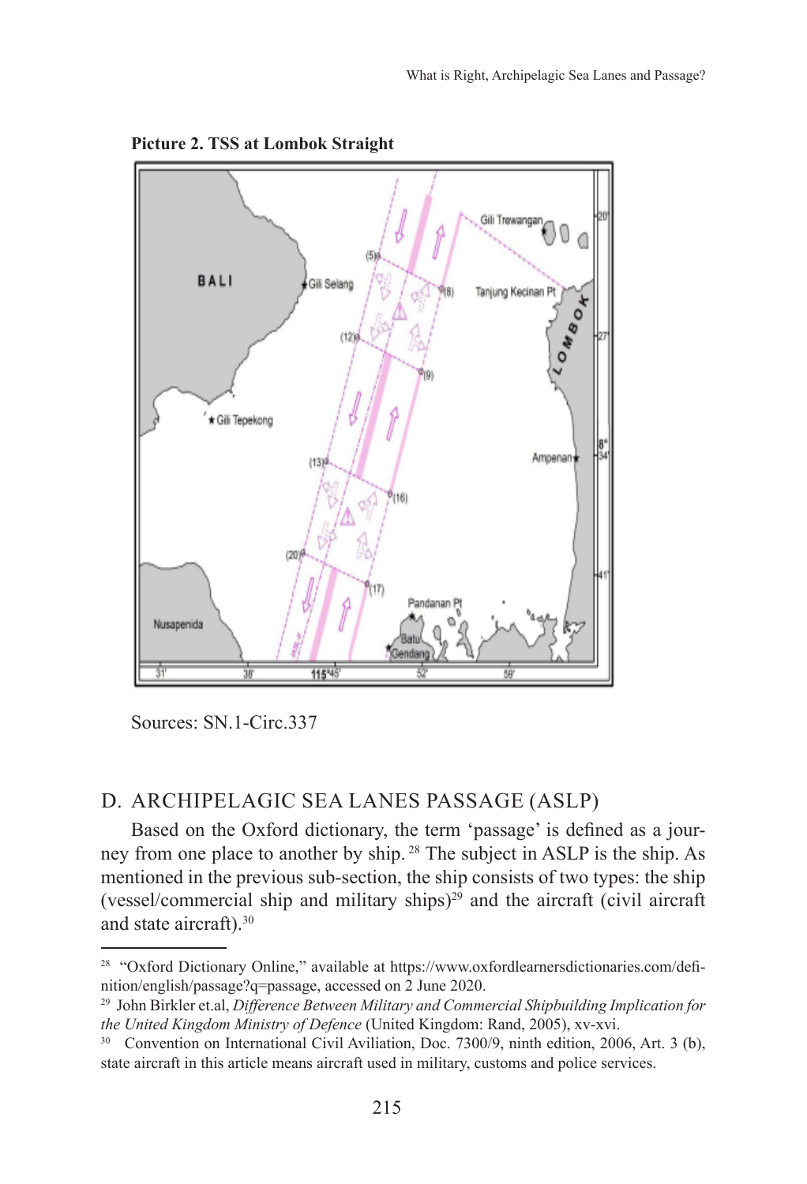**Picture 2. TSS at Lombok Straight**

Sources: SN.1-Circ.337

## D. ARCHIPELAGIC SEA LANES PASSAGE (ASLP)

Based on the Oxford dictionary, the term 'passage' is defined as a journey from one place to another by ship. [28] The subject in ASLP is the ship. As mentioned in the previous sub-section, the ship consists of two types: the ship (vessel/commercial ship and military ships)[29] and the aircraft (civil aircraft and state aircraft).[30]

---

[28] "Oxford Dictionary Online," available at https://www.oxfordlearnersdictionaries.com/definition/english/passage?q=passage, accessed on 2 June 2020.

[29] John Birkler et.al, *Difference Between Military and Commercial Shipbuilding Implication for the United Kingdom Ministry of Defence* (United Kingdom: Rand, 2005), xv-xvi.

[30] Convention on International Civil Aviliation, Doc. 7300/9, ninth edition, 2006, Art. 3 (b), state aircraft in this article means aircraft used in military, customs and police services.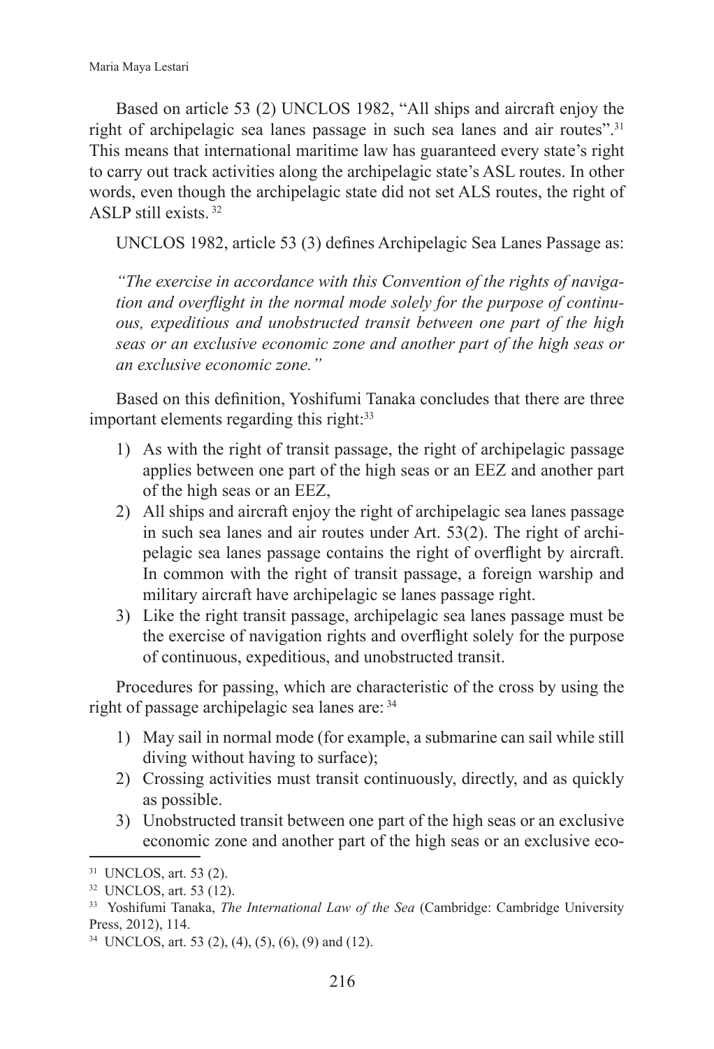Based on article 53 (2) UNCLOS 1982, "All ships and aircraft enjoy the right of archipelagic sea lanes passage in such sea lanes and air routes".[31] This means that international maritime law has guaranteed every state's right to carry out track activities along the archipelagic state's ASL routes. In other words, even though the archipelagic state did not set ALS routes, the right of ASLP still exists. [32]

UNCLOS 1982, article 53 (3) defines Archipelagic Sea Lanes Passage as:

*"The exercise in accordance with this Convention of the rights of navigation and overflight in the normal mode solely for the purpose of continuous, expeditious and unobstructed transit between one part of the high seas or an exclusive economic zone and another part of the high seas or an exclusive economic zone."*

Based on this definition, Yoshifumi Tanaka concludes that there are three important elements regarding this right:[33]

1) As with the right of transit passage, the right of archipelagic passage applies between one part of the high seas or an EEZ and another part of the high seas or an EEZ,
2) All ships and aircraft enjoy the right of archipelagic sea lanes passage in such sea lanes and air routes under Art. 53(2). The right of archipelagic sea lanes passage contains the right of overflight by aircraft. In common with the right of transit passage, a foreign warship and military aircraft have archipelagic se lanes passage right.
3) Like the right transit passage, archipelagic sea lanes passage must be the exercise of navigation rights and overflight solely for the purpose of continuous, expeditious, and unobstructed transit.

Procedures for passing, which are characteristic of the cross by using the right of passage archipelagic sea lanes are: [34]

1) May sail in normal mode (for example, a submarine can sail while still diving without having to surface);
2) Crossing activities must transit continuously, directly, and as quickly as possible.
3) Unobstructed transit between one part of the high seas or an exclusive economic zone and another part of the high seas or an exclusive eco-

---

[31] UNCLOS, art. 53 (2).

[32] UNCLOS, art. 53 (12).

[33] Yoshifumi Tanaka, *The International Law of the Sea* (Cambridge: Cambridge University Press, 2012), 114.

[34] UNCLOS, art. 53 (2), (4), (5), (6), (9) and (12).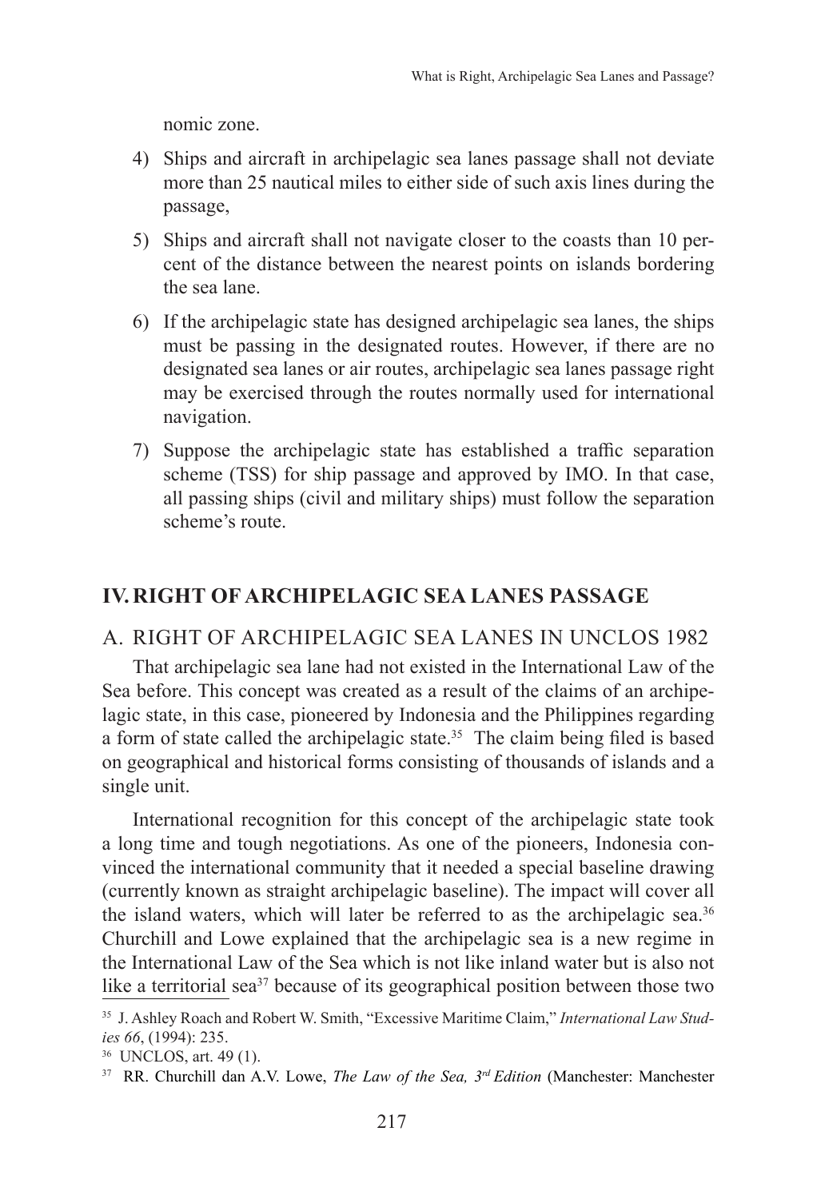nomic zone.

4) Ships and aircraft in archipelagic sea lanes passage shall not deviate more than 25 nautical miles to either side of such axis lines during the passage,
5) Ships and aircraft shall not navigate closer to the coasts than 10 percent of the distance between the nearest points on islands bordering the sea lane.
6) If the archipelagic state has designed archipelagic sea lanes, the ships must be passing in the designated routes. However, if there are no designated sea lanes or air routes, archipelagic sea lanes passage right may be exercised through the routes normally used for international navigation.
7) Suppose the archipelagic state has established a traffic separation scheme (TSS) for ship passage and approved by IMO. In that case, all passing ships (civil and military ships) must follow the separation scheme's route.

## IV. RIGHT OF ARCHIPELAGIC SEA LANES PASSAGE

### A. RIGHT OF ARCHIPELAGIC SEA LANES IN UNCLOS 1982

That archipelagic sea lane had not existed in the International Law of the Sea before. This concept was created as a result of the claims of an archipelagic state, in this case, pioneered by Indonesia and the Philippines regarding a form of state called the archipelagic state.[35] The claim being filed is based on geographical and historical forms consisting of thousands of islands and a single unit.

International recognition for this concept of the archipelagic state took a long time and tough negotiations. As one of the pioneers, Indonesia convinced the international community that it needed a special baseline drawing (currently known as straight archipelagic baseline). The impact will cover all the island waters, which will later be referred to as the archipelagic sea.[36] Churchill and Lowe explained that the archipelagic sea is a new regime in the International Law of the Sea which is not like inland water but is also not like a territorial sea[37] because of its geographical position between those two

[35] J. Ashley Roach and Robert W. Smith, "Excessive Maritime Claim," *International Law Studies 66*, (1994): 235.

[36] UNCLOS, art. 49 (1).

[37] RR. Churchill dan A.V. Lowe, *The Law of the Sea, 3rd Edition* (Manchester: Manchester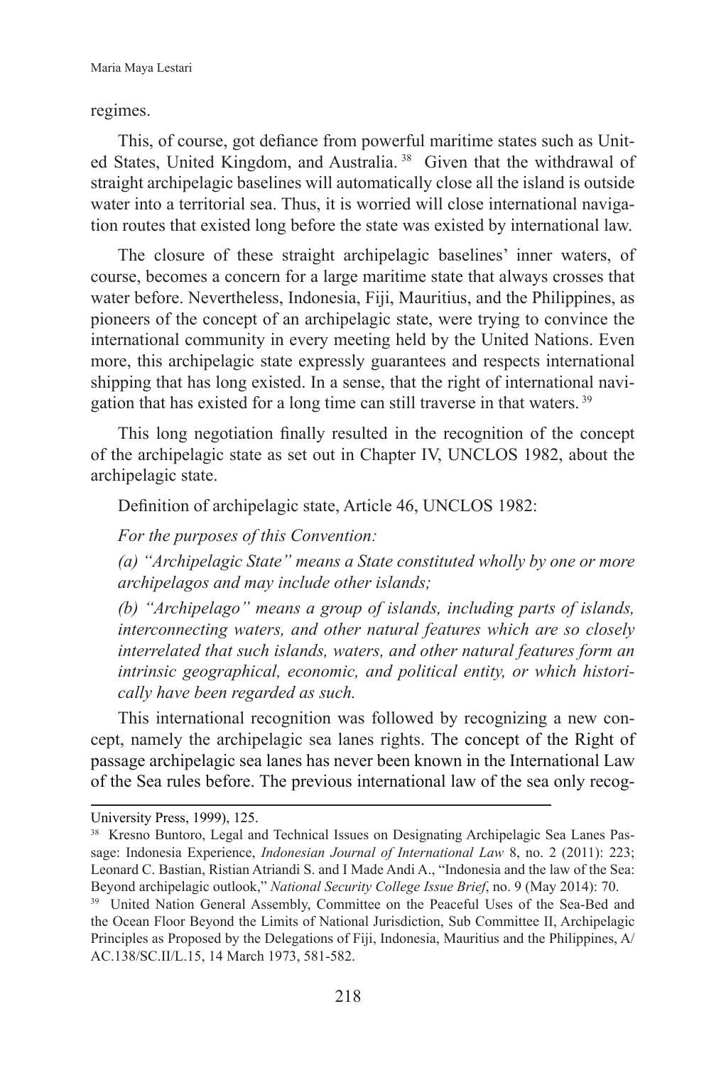regimes.

This, of course, got defiance from powerful maritime states such as United States, United Kingdom, and Australia. [38] Given that the withdrawal of straight archipelagic baselines will automatically close all the island is outside water into a territorial sea. Thus, it is worried will close international navigation routes that existed long before the state was existed by international law.

The closure of these straight archipelagic baselines' inner waters, of course, becomes a concern for a large maritime state that always crosses that water before. Nevertheless, Indonesia, Fiji, Mauritius, and the Philippines, as pioneers of the concept of an archipelagic state, were trying to convince the international community in every meeting held by the United Nations. Even more, this archipelagic state expressly guarantees and respects international shipping that has long existed. In a sense, that the right of international navigation that has existed for a long time can still traverse in that waters. [39]

This long negotiation finally resulted in the recognition of the concept of the archipelagic state as set out in Chapter IV, UNCLOS 1982, about the archipelagic state.

Definition of archipelagic state, Article 46, UNCLOS 1982:

*For the purposes of this Convention:*

*(a) "Archipelagic State" means a State constituted wholly by one or more archipelagos and may include other islands;*

*(b) "Archipelago" means a group of islands, including parts of islands, interconnecting waters, and other natural features which are so closely interrelated that such islands, waters, and other natural features form an intrinsic geographical, economic, and political entity, or which historically have been regarded as such.*

This international recognition was followed by recognizing a new concept, namely the archipelagic sea lanes rights. The concept of the Right of passage archipelagic sea lanes has never been known in the International Law of the Sea rules before. The previous international law of the sea only recog-

---

University Press, 1999), 125.

[38] Kresno Buntoro, Legal and Technical Issues on Designating Archipelagic Sea Lanes Passage: Indonesia Experience, *Indonesian Journal of International Law* 8, no. 2 (2011): 223; Leonard C. Bastian, Ristian Atriandi S. and I Made Andi A., "Indonesia and the law of the Sea: Beyond archipelagic outlook," *National Security College Issue Brief*, no. 9 (May 2014): 70.

[39] United Nation General Assembly, Committee on the Peaceful Uses of the Sea-Bed and the Ocean Floor Beyond the Limits of National Jurisdiction, Sub Committee II, Archipelagic Principles as Proposed by the Delegations of Fiji, Indonesia, Mauritius and the Philippines, A/AC.138/SC.II/L.15, 14 March 1973, 581-582.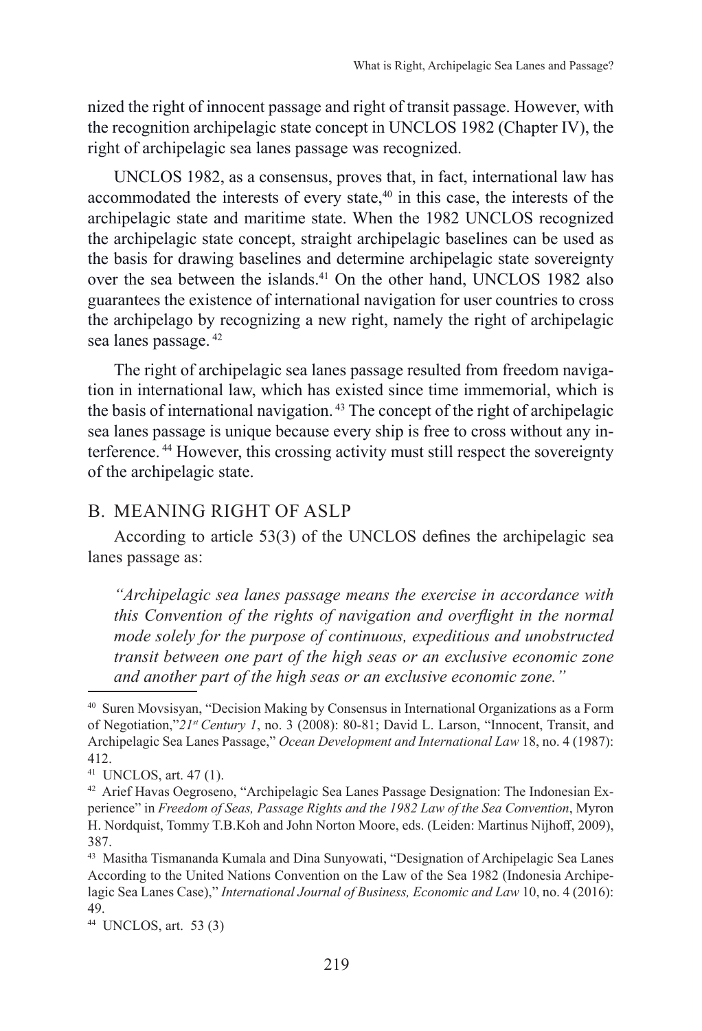nized the right of innocent passage and right of transit passage. However, with the recognition archipelagic state concept in UNCLOS 1982 (Chapter IV), the right of archipelagic sea lanes passage was recognized.

UNCLOS 1982, as a consensus, proves that, in fact, international law has accommodated the interests of every state,[40] in this case, the interests of the archipelagic state and maritime state. When the 1982 UNCLOS recognized the archipelagic state concept, straight archipelagic baselines can be used as the basis for drawing baselines and determine archipelagic state sovereignty over the sea between the islands.[41] On the other hand, UNCLOS 1982 also guarantees the existence of international navigation for user countries to cross the archipelago by recognizing a new right, namely the right of archipelagic sea lanes passage.[42]

The right of archipelagic sea lanes passage resulted from freedom navigation in international law, which has existed since time immemorial, which is the basis of international navigation.[43] The concept of the right of archipelagic sea lanes passage is unique because every ship is free to cross without any interference.[44] However, this crossing activity must still respect the sovereignty of the archipelagic state.

## B. MEANING RIGHT OF ASLP

According to article 53(3) of the UNCLOS defines the archipelagic sea lanes passage as:

> *"Archipelagic sea lanes passage means the exercise in accordance with this Convention of the rights of navigation and overflight in the normal mode solely for the purpose of continuous, expeditious and unobstructed transit between one part of the high seas or an exclusive economic zone and another part of the high seas or an exclusive economic zone."*

---

[40] Suren Movsisyan, "Decision Making by Consensus in International Organizations as a Form of Negotiation,"*21st Century 1*, no. 3 (2008): 80-81; David L. Larson, "Innocent, Transit, and Archipelagic Sea Lanes Passage," *Ocean Development and International Law* 18, no. 4 (1987): 412.

[41] UNCLOS, art. 47 (1).

[42] Arief Havas Oegroseno, "Archipelagic Sea Lanes Passage Designation: The Indonesian Experience" in *Freedom of Seas, Passage Rights and the 1982 Law of the Sea Convention*, Myron H. Nordquist, Tommy T.B.Koh and John Norton Moore, eds. (Leiden: Martinus Nijhoff, 2009), 387.

[43] Masitha Tismananda Kumala and Dina Sunyowati, "Designation of Archipelagic Sea Lanes According to the United Nations Convention on the Law of the Sea 1982 (Indonesia Archipelagic Sea Lanes Case)," *International Journal of Business, Economic and Law* 10, no. 4 (2016): 49.

[44] UNCLOS, art. 53 (3)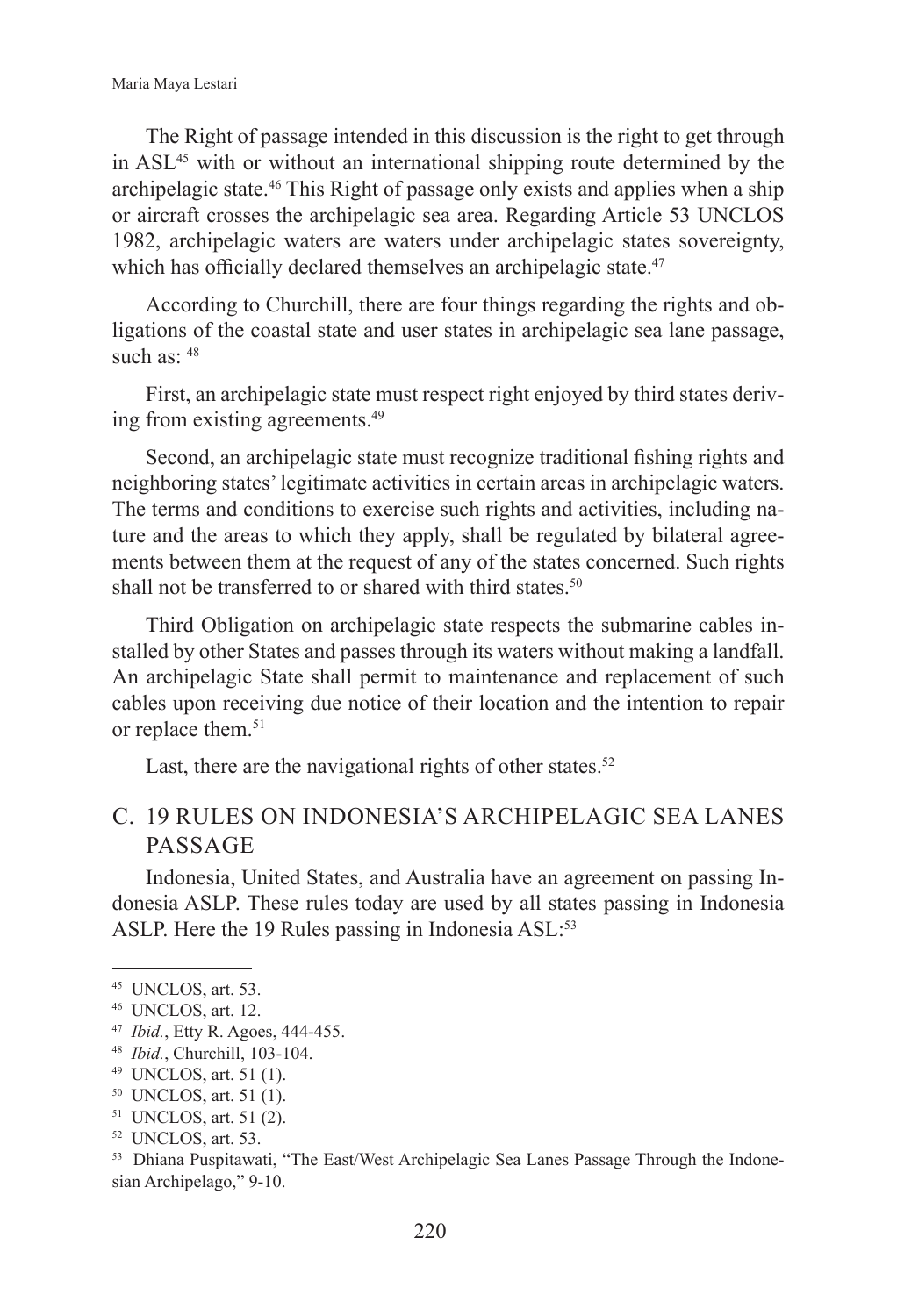The Right of passage intended in this discussion is the right to get through in ASL[45] with or without an international shipping route determined by the archipelagic state.[46] This Right of passage only exists and applies when a ship or aircraft crosses the archipelagic sea area. Regarding Article 53 UNCLOS 1982, archipelagic waters are waters under archipelagic states sovereignty, which has officially declared themselves an archipelagic state.[47]

According to Churchill, there are four things regarding the rights and obligations of the coastal state and user states in archipelagic sea lane passage, such as: [48]

First, an archipelagic state must respect right enjoyed by third states deriving from existing agreements.[49]

Second, an archipelagic state must recognize traditional fishing rights and neighboring states' legitimate activities in certain areas in archipelagic waters. The terms and conditions to exercise such rights and activities, including nature and the areas to which they apply, shall be regulated by bilateral agreements between them at the request of any of the states concerned. Such rights shall not be transferred to or shared with third states.[50]

Third Obligation on archipelagic state respects the submarine cables installed by other States and passes through its waters without making a landfall. An archipelagic State shall permit to maintenance and replacement of such cables upon receiving due notice of their location and the intention to repair or replace them.[51]

Last, there are the navigational rights of other states.[52]

## C. 19 RULES ON INDONESIA'S ARCHIPELAGIC SEA LANES PASSAGE

Indonesia, United States, and Australia have an agreement on passing Indonesia ASLP. These rules today are used by all states passing in Indonesia ASLP. Here the 19 Rules passing in Indonesia ASL:[53]

---

[45] UNCLOS, art. 53.

[46] UNCLOS, art. 12.

[47] *Ibid.*, Etty R. Agoes, 444-455.

[48] *Ibid.*, Churchill, 103-104.

[49] UNCLOS, art. 51 (1).

[50] UNCLOS, art. 51 (1).

[51] UNCLOS, art. 51 (2).

[52] UNCLOS, art. 53.

[53] Dhiana Puspitawati, "The East/West Archipelagic Sea Lanes Passage Through the Indonesian Archipelago," 9-10.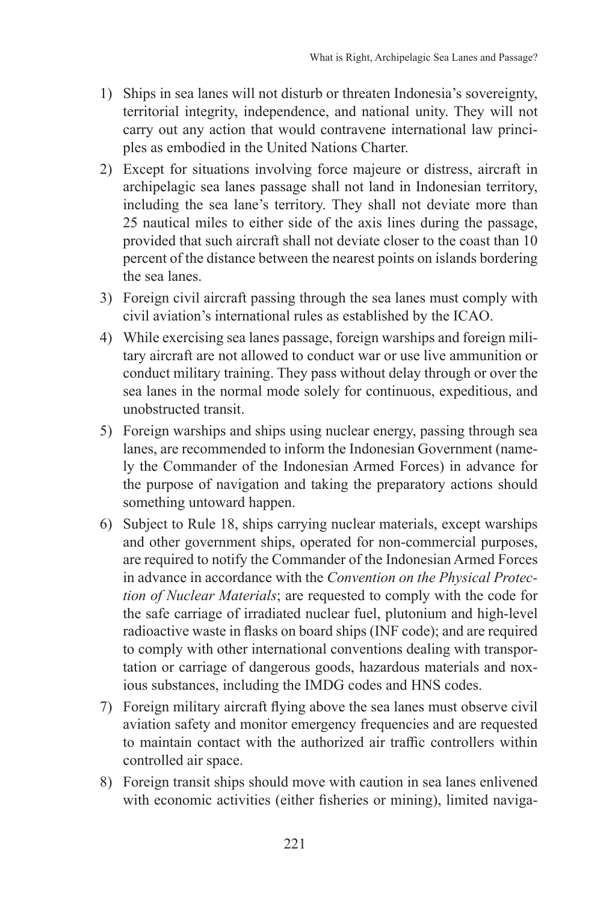1) Ships in sea lanes will not disturb or threaten Indonesia's sovereignty, territorial integrity, independence, and national unity. They will not carry out any action that would contravene international law principles as embodied in the United Nations Charter.
2) Except for situations involving force majeure or distress, aircraft in archipelagic sea lanes passage shall not land in Indonesian territory, including the sea lane's territory. They shall not deviate more than 25 nautical miles to either side of the axis lines during the passage, provided that such aircraft shall not deviate closer to the coast than 10 percent of the distance between the nearest points on islands bordering the sea lanes.
3) Foreign civil aircraft passing through the sea lanes must comply with civil aviation's international rules as established by the ICAO.
4) While exercising sea lanes passage, foreign warships and foreign military aircraft are not allowed to conduct war or use live ammunition or conduct military training. They pass without delay through or over the sea lanes in the normal mode solely for continuous, expeditious, and unobstructed transit.
5) Foreign warships and ships using nuclear energy, passing through sea lanes, are recommended to inform the Indonesian Government (namely the Commander of the Indonesian Armed Forces) in advance for the purpose of navigation and taking the preparatory actions should something untoward happen.
6) Subject to Rule 18, ships carrying nuclear materials, except warships and other government ships, operated for non-commercial purposes, are required to notify the Commander of the Indonesian Armed Forces in advance in accordance with the *Convention on the Physical Protection of Nuclear Materials*; are requested to comply with the code for the safe carriage of irradiated nuclear fuel, plutonium and high-level radioactive waste in flasks on board ships (INF code); and are required to comply with other international conventions dealing with transportation or carriage of dangerous goods, hazardous materials and noxious substances, including the IMDG codes and HNS codes.
7) Foreign military aircraft flying above the sea lanes must observe civil aviation safety and monitor emergency frequencies and are requested to maintain contact with the authorized air traffic controllers within controlled air space.
8) Foreign transit ships should move with caution in sea lanes enlivened with economic activities (either fisheries or mining), limited naviga-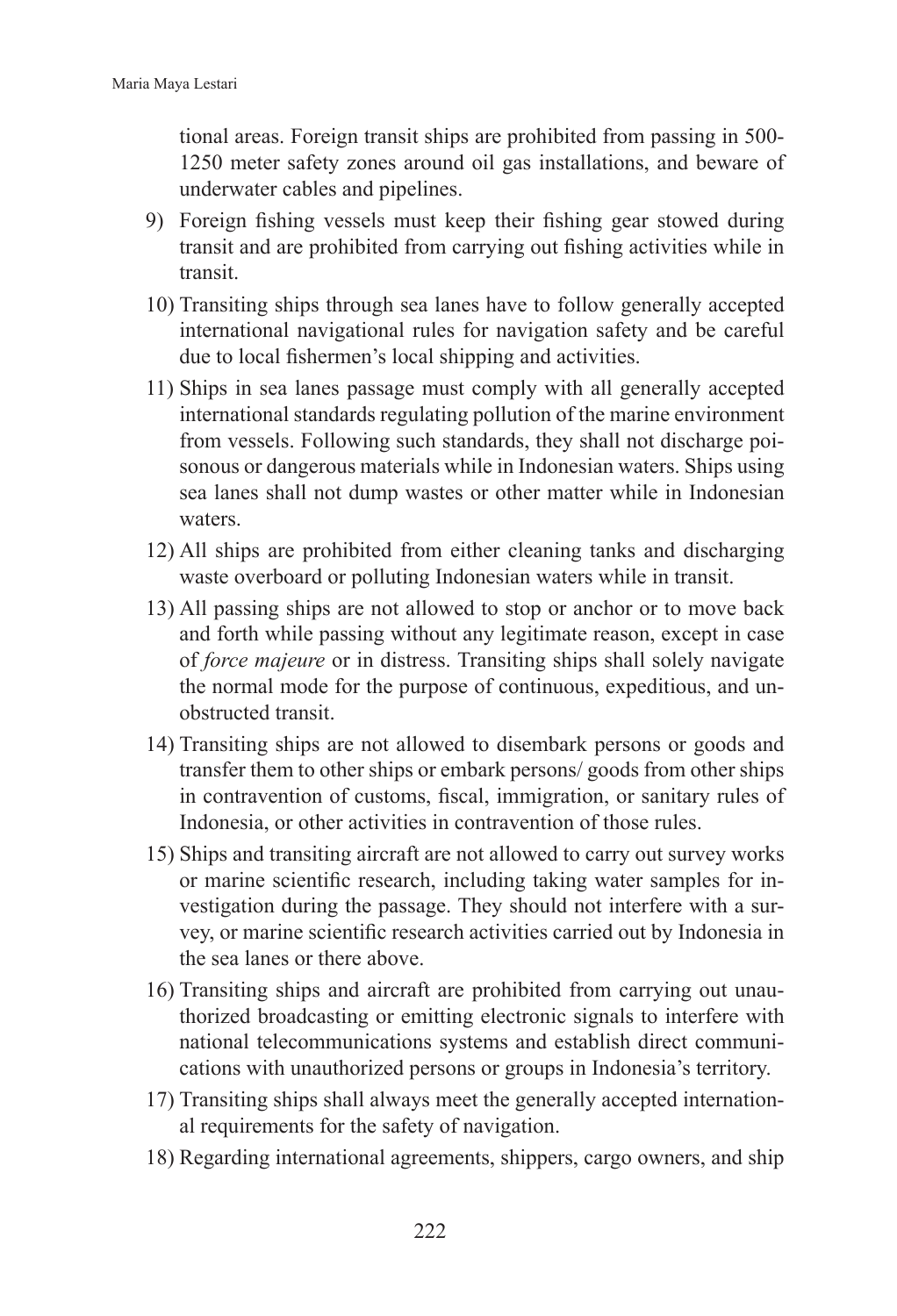tional areas. Foreign transit ships are prohibited from passing in 500-1250 meter safety zones around oil gas installations, and beware of underwater cables and pipelines.

9) Foreign fishing vessels must keep their fishing gear stowed during transit and are prohibited from carrying out fishing activities while in transit.
10) Transiting ships through sea lanes have to follow generally accepted international navigational rules for navigation safety and be careful due to local fishermen's local shipping and activities.
11) Ships in sea lanes passage must comply with all generally accepted international standards regulating pollution of the marine environment from vessels. Following such standards, they shall not discharge poisonous or dangerous materials while in Indonesian waters. Ships using sea lanes shall not dump wastes or other matter while in Indonesian waters.
12) All ships are prohibited from either cleaning tanks and discharging waste overboard or polluting Indonesian waters while in transit.
13) All passing ships are not allowed to stop or anchor or to move back and forth while passing without any legitimate reason, except in case of *force majeure* or in distress. Transiting ships shall solely navigate the normal mode for the purpose of continuous, expeditious, and unobstructed transit.
14) Transiting ships are not allowed to disembark persons or goods and transfer them to other ships or embark persons/ goods from other ships in contravention of customs, fiscal, immigration, or sanitary rules of Indonesia, or other activities in contravention of those rules.
15) Ships and transiting aircraft are not allowed to carry out survey works or marine scientific research, including taking water samples for investigation during the passage. They should not interfere with a survey, or marine scientific research activities carried out by Indonesia in the sea lanes or there above.
16) Transiting ships and aircraft are prohibited from carrying out unauthorized broadcasting or emitting electronic signals to interfere with national telecommunications systems and establish direct communications with unauthorized persons or groups in Indonesia's territory.
17) Transiting ships shall always meet the generally accepted international requirements for the safety of navigation.
18) Regarding international agreements, shippers, cargo owners, and ship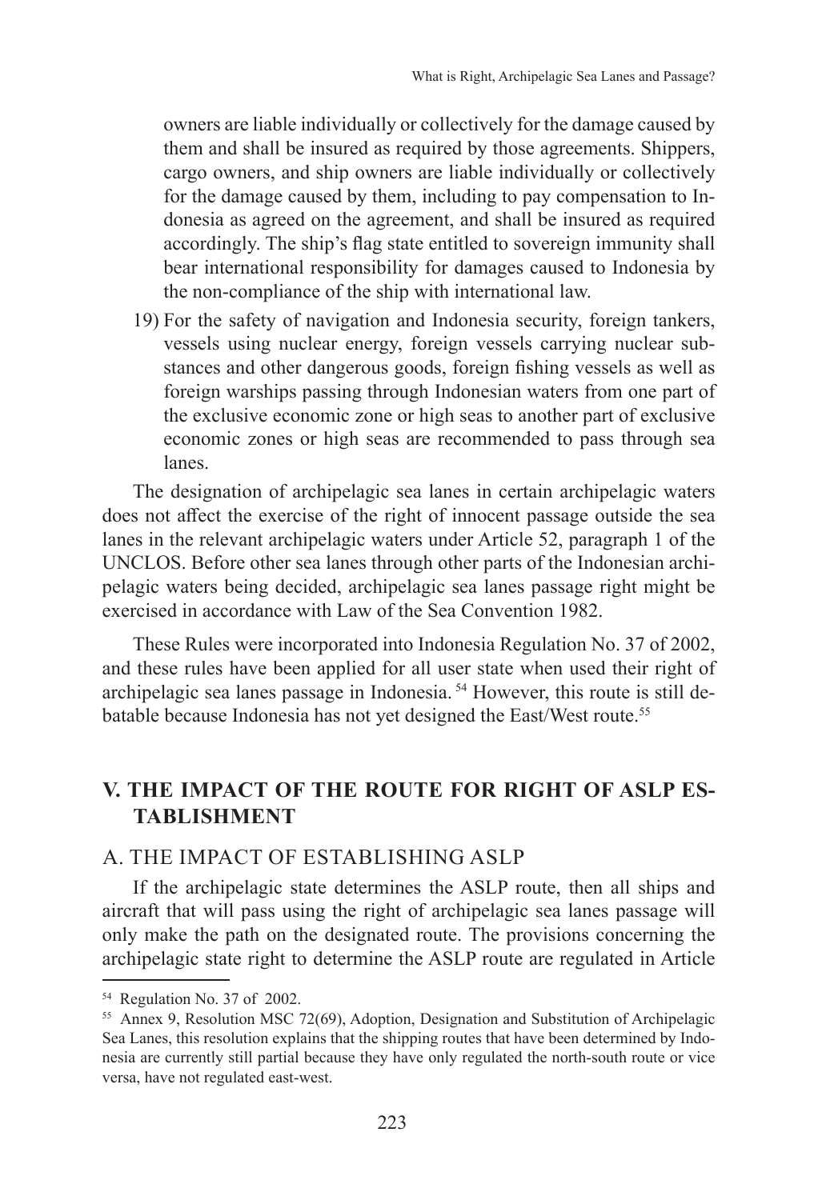owners are liable individually or collectively for the damage caused by them and shall be insured as required by those agreements. Shippers, cargo owners, and ship owners are liable individually or collectively for the damage caused by them, including to pay compensation to Indonesia as agreed on the agreement, and shall be insured as required accordingly. The ship's flag state entitled to sovereign immunity shall bear international responsibility for damages caused to Indonesia by the non-compliance of the ship with international law.

19) For the safety of navigation and Indonesia security, foreign tankers, vessels using nuclear energy, foreign vessels carrying nuclear substances and other dangerous goods, foreign fishing vessels as well as foreign warships passing through Indonesian waters from one part of the exclusive economic zone or high seas to another part of exclusive economic zones or high seas are recommended to pass through sea lanes.

The designation of archipelagic sea lanes in certain archipelagic waters does not affect the exercise of the right of innocent passage outside the sea lanes in the relevant archipelagic waters under Article 52, paragraph 1 of the UNCLOS. Before other sea lanes through other parts of the Indonesian archipelagic waters being decided, archipelagic sea lanes passage right might be exercised in accordance with Law of the Sea Convention 1982.

These Rules were incorporated into Indonesia Regulation No. 37 of 2002, and these rules have been applied for all user state when used their right of archipelagic sea lanes passage in Indonesia. [54] However, this route is still debatable because Indonesia has not yet designed the East/West route.[55]

## V. THE IMPACT OF THE ROUTE FOR RIGHT OF ASLP ESTABLISHMENT

### A. THE IMPACT OF ESTABLISHING ASLP

If the archipelagic state determines the ASLP route, then all ships and aircraft that will pass using the right of archipelagic sea lanes passage will only make the path on the designated route. The provisions concerning the archipelagic state right to determine the ASLP route are regulated in Article

---

[54] Regulation No. 37 of 2002.

[55] Annex 9, Resolution MSC 72(69), Adoption, Designation and Substitution of Archipelagic Sea Lanes, this resolution explains that the shipping routes that have been determined by Indonesia are currently still partial because they have only regulated the north-south route or vice versa, have not regulated east-west.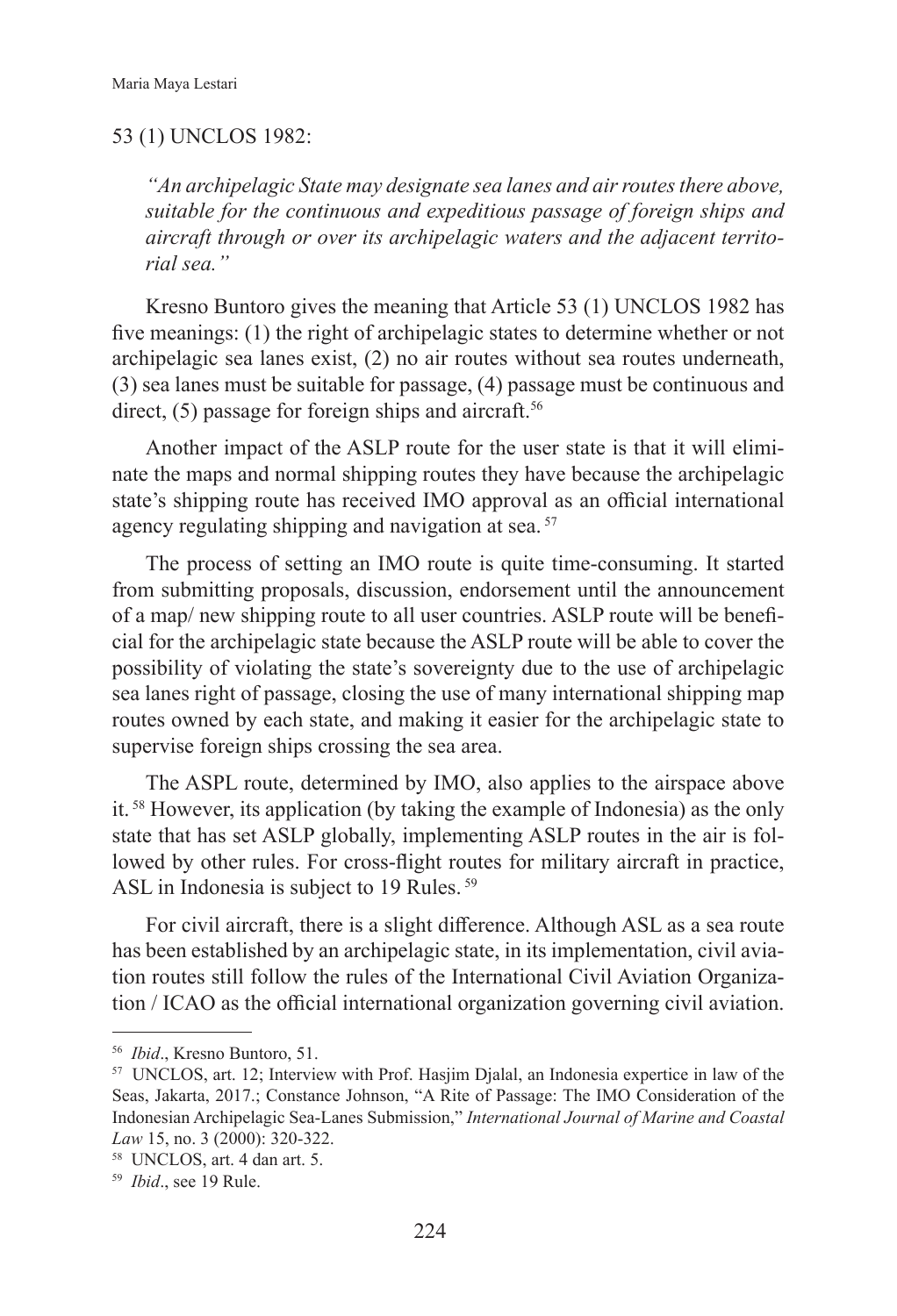53 (1) UNCLOS 1982:

> *"An archipelagic State may designate sea lanes and air routes there above, suitable for the continuous and expeditious passage of foreign ships and aircraft through or over its archipelagic waters and the adjacent territorial sea."*

Kresno Buntoro gives the meaning that Article 53 (1) UNCLOS 1982 has five meanings: (1) the right of archipelagic states to determine whether or not archipelagic sea lanes exist, (2) no air routes without sea routes underneath, (3) sea lanes must be suitable for passage, (4) passage must be continuous and direct, (5) passage for foreign ships and aircraft.[56]

Another impact of the ASLP route for the user state is that it will eliminate the maps and normal shipping routes they have because the archipelagic state's shipping route has received IMO approval as an official international agency regulating shipping and navigation at sea. [57]

The process of setting an IMO route is quite time-consuming. It started from submitting proposals, discussion, endorsement until the announcement of a map/ new shipping route to all user countries. ASLP route will be beneficial for the archipelagic state because the ASLP route will be able to cover the possibility of violating the state's sovereignty due to the use of archipelagic sea lanes right of passage, closing the use of many international shipping map routes owned by each state, and making it easier for the archipelagic state to supervise foreign ships crossing the sea area.

The ASPL route, determined by IMO, also applies to the airspace above it. [58] However, its application (by taking the example of Indonesia) as the only state that has set ASLP globally, implementing ASLP routes in the air is followed by other rules. For cross-flight routes for military aircraft in practice, ASL in Indonesia is subject to 19 Rules. [59]

For civil aircraft, there is a slight difference. Although ASL as a sea route has been established by an archipelagic state, in its implementation, civil aviation routes still follow the rules of the International Civil Aviation Organization / ICAO as the official international organization governing civil aviation.

---

[56] *Ibid*., Kresno Buntoro, 51.

[57] UNCLOS, art. 12; Interview with Prof. Hasjim Djalal, an Indonesia expertice in law of the Seas, Jakarta, 2017.; Constance Johnson, "A Rite of Passage: The IMO Consideration of the Indonesian Archipelagic Sea-Lanes Submission," *International Journal of Marine and Coastal Law* 15, no. 3 (2000): 320-322.

[58] UNCLOS, art. 4 dan art. 5.

[59] *Ibid*., see 19 Rule.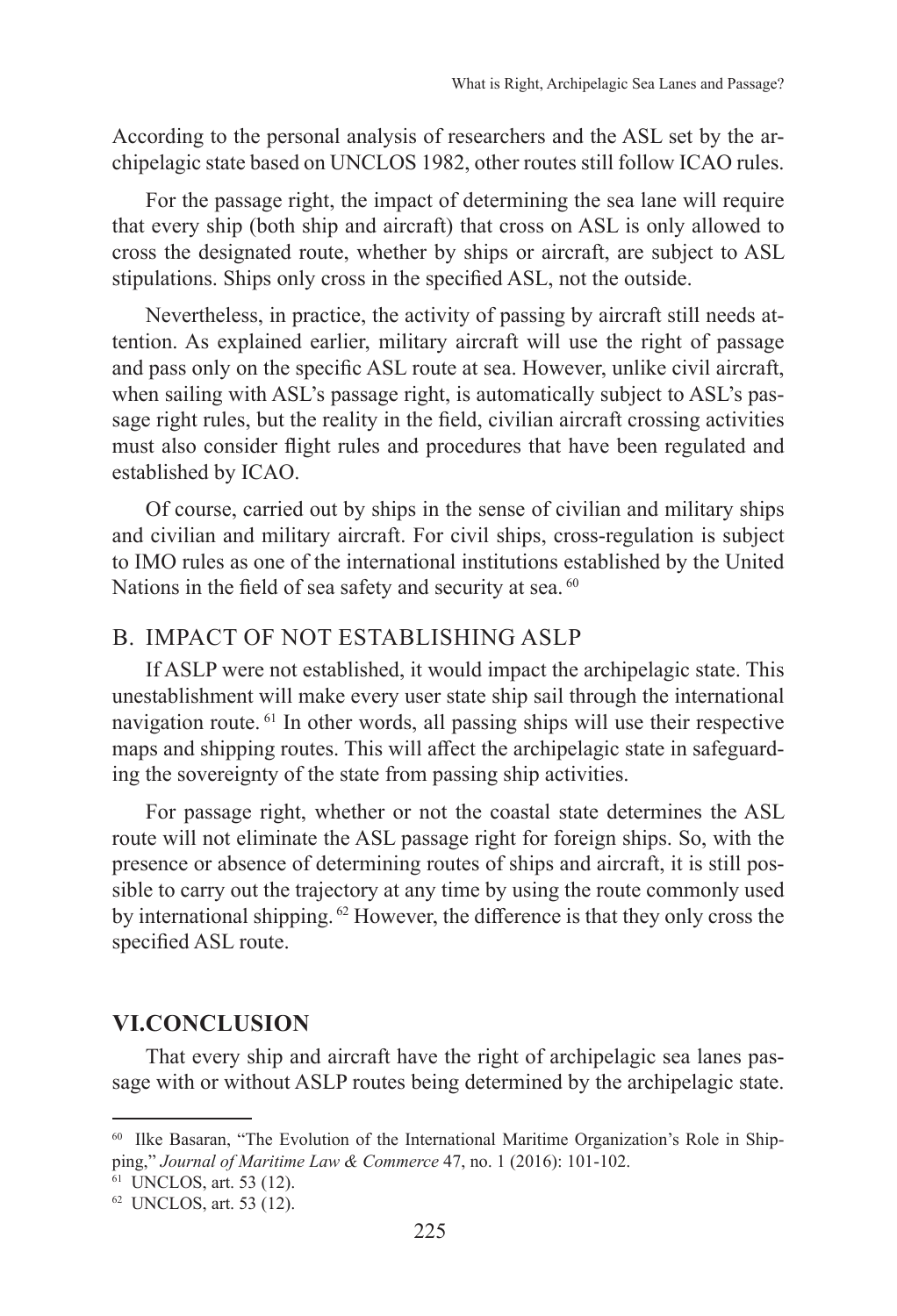According to the personal analysis of researchers and the ASL set by the archipelagic state based on UNCLOS 1982, other routes still follow ICAO rules.

For the passage right, the impact of determining the sea lane will require that every ship (both ship and aircraft) that cross on ASL is only allowed to cross the designated route, whether by ships or aircraft, are subject to ASL stipulations. Ships only cross in the specified ASL, not the outside.

Nevertheless, in practice, the activity of passing by aircraft still needs attention. As explained earlier, military aircraft will use the right of passage and pass only on the specific ASL route at sea. However, unlike civil aircraft, when sailing with ASL's passage right, is automatically subject to ASL's passage right rules, but the reality in the field, civilian aircraft crossing activities must also consider flight rules and procedures that have been regulated and established by ICAO.

Of course, carried out by ships in the sense of civilian and military ships and civilian and military aircraft. For civil ships, cross-regulation is subject to IMO rules as one of the international institutions established by the United Nations in the field of sea safety and security at sea. [60]

## B. IMPACT OF NOT ESTABLISHING ASLP

If ASLP were not established, it would impact the archipelagic state. This unestablishment will make every user state ship sail through the international navigation route. [61] In other words, all passing ships will use their respective maps and shipping routes. This will affect the archipelagic state in safeguarding the sovereignty of the state from passing ship activities.

For passage right, whether or not the coastal state determines the ASL route will not eliminate the ASL passage right for foreign ships. So, with the presence or absence of determining routes of ships and aircraft, it is still possible to carry out the trajectory at any time by using the route commonly used by international shipping. [62] However, the difference is that they only cross the specified ASL route.

## VI. CONCLUSION

That every ship and aircraft have the right of archipelagic sea lanes passage with or without ASLP routes being determined by the archipelagic state.

---

[60] Ilke Basaran, "The Evolution of the International Maritime Organization's Role in Shipping," *Journal of Maritime Law & Commerce* 47, no. 1 (2016): 101-102.

[61] UNCLOS, art. 53 (12).

[62] UNCLOS, art. 53 (12).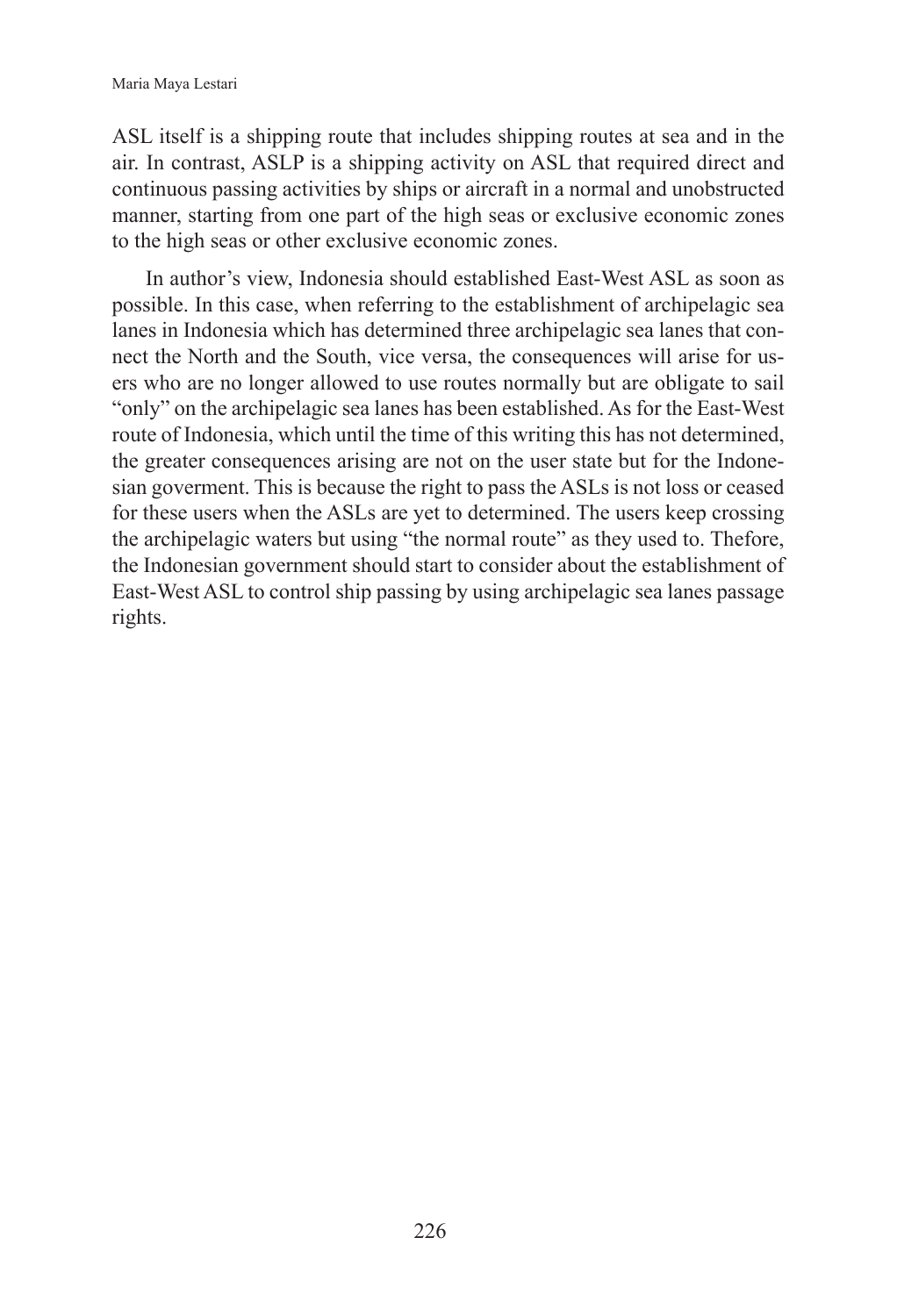ASL itself is a shipping route that includes shipping routes at sea and in the air. In contrast, ASLP is a shipping activity on ASL that required direct and continuous passing activities by ships or aircraft in a normal and unobstructed manner, starting from one part of the high seas or exclusive economic zones to the high seas or other exclusive economic zones.

In author's view, Indonesia should established East-West ASL as soon as possible. In this case, when referring to the establishment of archipelagic sea lanes in Indonesia which has determined three archipelagic sea lanes that connect the North and the South, vice versa, the consequences will arise for users who are no longer allowed to use routes normally but are obligate to sail "only" on the archipelagic sea lanes has been established. As for the East-West route of Indonesia, which until the time of this writing this has not determined, the greater consequences arising are not on the user state but for the Indonesian goverment. This is because the right to pass the ASLs is not loss or ceased for these users when the ASLs are yet to determined. The users keep crossing the archipelagic waters but using "the normal route" as they used to. Thefore, the Indonesian government should start to consider about the establishment of East-West ASL to control ship passing by using archipelagic sea lanes passage rights.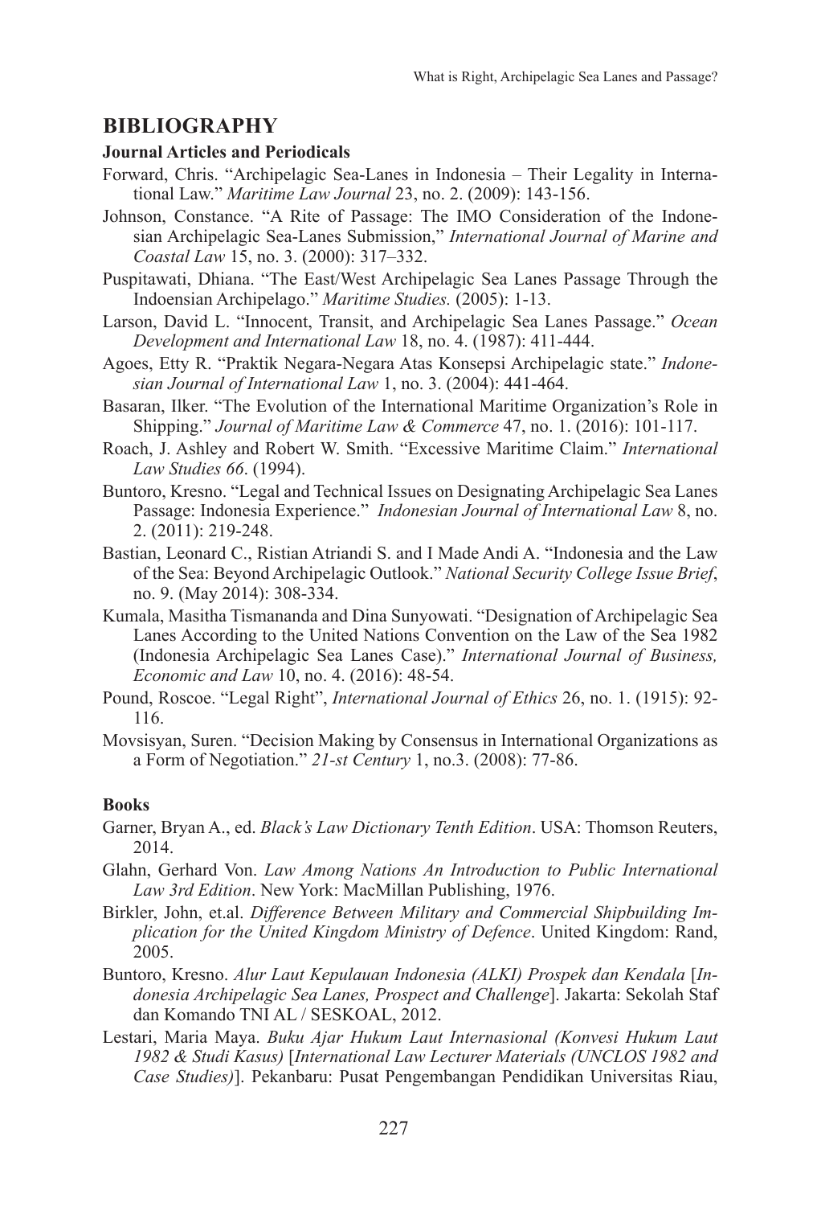## BIBLIOGRAPHY

### Journal Articles and Periodicals

Forward, Chris. "Archipelagic Sea-Lanes in Indonesia – Their Legality in International Law." *Maritime Law Journal* 23, no. 2. (2009): 143-156.

Johnson, Constance. "A Rite of Passage: The IMO Consideration of the Indonesian Archipelagic Sea-Lanes Submission," *International Journal of Marine and Coastal Law* 15, no. 3. (2000): 317–332.

Puspitawati, Dhiana. "The East/West Archipelagic Sea Lanes Passage Through the Indoensian Archipelago." *Maritime Studies.* (2005): 1-13.

Larson, David L. "Innocent, Transit, and Archipelagic Sea Lanes Passage." *Ocean Development and International Law* 18, no. 4. (1987): 411-444.

Agoes, Etty R. "Praktik Negara-Negara Atas Konsepsi Archipelagic state." *Indonesian Journal of International Law* 1, no. 3. (2004): 441-464.

Basaran, Ilker. "The Evolution of the International Maritime Organization's Role in Shipping." *Journal of Maritime Law & Commerce* 47, no. 1. (2016): 101-117.

Roach, J. Ashley and Robert W. Smith. "Excessive Maritime Claim." *International Law Studies 66*. (1994).

Buntoro, Kresno. "Legal and Technical Issues on Designating Archipelagic Sea Lanes Passage: Indonesia Experience." *Indonesian Journal of International Law* 8, no. 2. (2011): 219-248.

Bastian, Leonard C., Ristian Atriandi S. and I Made Andi A. "Indonesia and the Law of the Sea: Beyond Archipelagic Outlook." *National Security College Issue Brief*, no. 9. (May 2014): 308-334.

Kumala, Masitha Tismananda and Dina Sunyowati. "Designation of Archipelagic Sea Lanes According to the United Nations Convention on the Law of the Sea 1982 (Indonesia Archipelagic Sea Lanes Case)." *International Journal of Business, Economic and Law* 10, no. 4. (2016): 48-54.

Pound, Roscoe. "Legal Right", *International Journal of Ethics* 26, no. 1. (1915): 92-116.

Movsisyan, Suren. "Decision Making by Consensus in International Organizations as a Form of Negotiation." *21-st Century* 1, no.3. (2008): 77-86.

### Books

Garner, Bryan A., ed. *Black's Law Dictionary Tenth Edition*. USA: Thomson Reuters, 2014.

Glahn, Gerhard Von. *Law Among Nations An Introduction to Public International Law 3rd Edition*. New York: MacMillan Publishing, 1976.

Birkler, John, et.al. *Difference Between Military and Commercial Shipbuilding Implication for the United Kingdom Ministry of Defence*. United Kingdom: Rand, 2005.

Buntoro, Kresno. *Alur Laut Kepulauan Indonesia (ALKI) Prospek dan Kendala* [*Indonesia Archipelagic Sea Lanes, Prospect and Challenge*]. Jakarta: Sekolah Staf dan Komando TNI AL / SESKOAL, 2012.

Lestari, Maria Maya. *Buku Ajar Hukum Laut Internasional (Konvesi Hukum Laut 1982 & Studi Kasus)* [*International Law Lecturer Materials (UNCLOS 1982 and Case Studies)*]. Pekanbaru: Pusat Pengembangan Pendidikan Universitas Riau,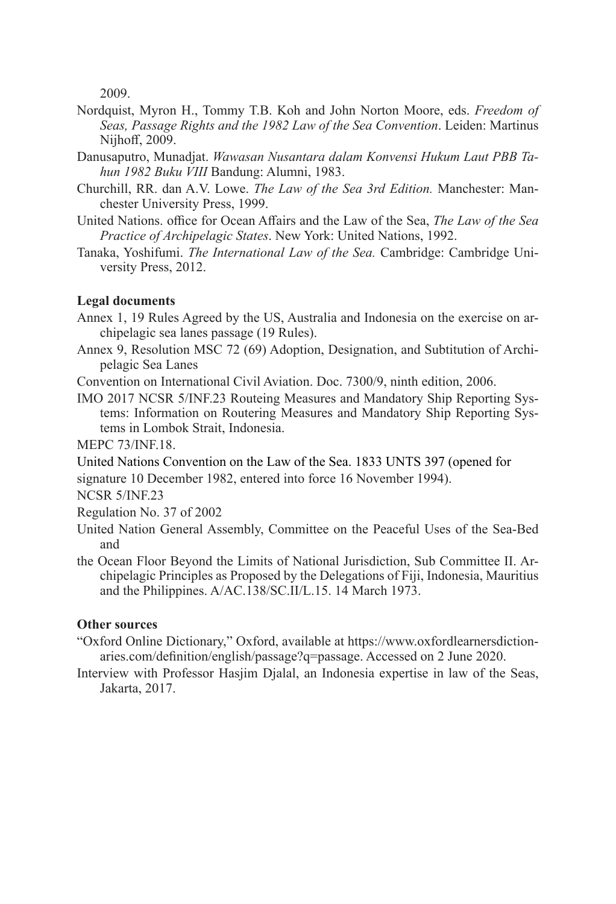2009.

Nordquist, Myron H., Tommy T.B. Koh and John Norton Moore, eds. *Freedom of Seas, Passage Rights and the 1982 Law of the Sea Convention*. Leiden: Martinus Nijhoff, 2009.

Danusaputro, Munadjat. *Wawasan Nusantara dalam Konvensi Hukum Laut PBB Tahun 1982 Buku VIII* Bandung: Alumni, 1983.

Churchill, RR. dan A.V. Lowe. *The Law of the Sea 3rd Edition.* Manchester: Manchester University Press, 1999.

United Nations. office for Ocean Affairs and the Law of the Sea, *The Law of the Sea Practice of Archipelagic States*. New York: United Nations, 1992.

Tanaka, Yoshifumi. *The International Law of the Sea.* Cambridge: Cambridge University Press, 2012.

**Legal documents**

Annex 1, 19 Rules Agreed by the US, Australia and Indonesia on the exercise on archipelagic sea lanes passage (19 Rules).

Annex 9, Resolution MSC 72 (69) Adoption, Designation, and Subtitution of Archipelagic Sea Lanes

Convention on International Civil Aviation. Doc. 7300/9, ninth edition, 2006.

IMO 2017 NCSR 5/INF.23 Routeing Measures and Mandatory Ship Reporting Systems: Information on Routering Measures and Mandatory Ship Reporting Systems in Lombok Strait, Indonesia.

MEPC 73/INF.18.

United Nations Convention on the Law of the Sea. 1833 UNTS 397 (opened for signature 10 December 1982, entered into force 16 November 1994).

NCSR 5/INF.23

Regulation No. 37 of 2002

United Nation General Assembly, Committee on the Peaceful Uses of the Sea-Bed and the Ocean Floor Beyond the Limits of National Jurisdiction, Sub Committee II. Archipelagic Principles as Proposed by the Delegations of Fiji, Indonesia, Mauritius and the Philippines. A/AC.138/SC.II/L.15. 14 March 1973.

**Other sources**

"Oxford Online Dictionary," Oxford, available at https://www.oxfordlearnersdictionaries.com/definition/english/passage?q=passage. Accessed on 2 June 2020.

Interview with Professor Hasjim Djalal, an Indonesia expertise in law of the Seas, Jakarta, 2017.